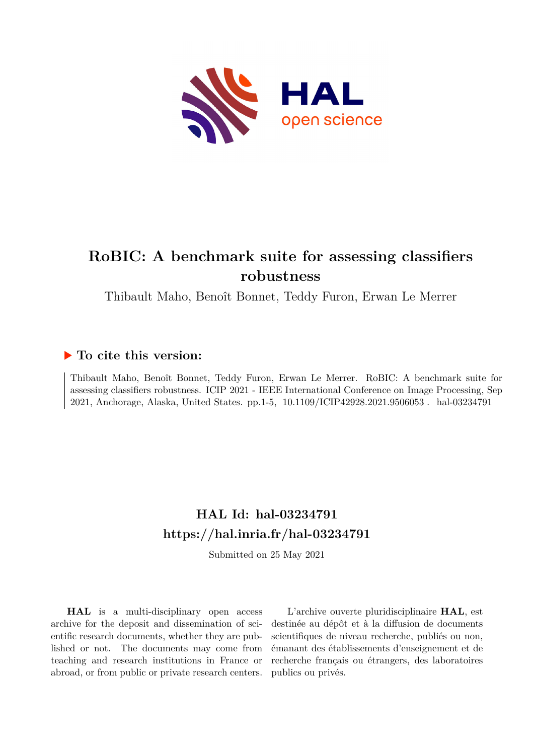# RoBIC: A benchmark suite for assessing classifiers robustness

Thibault Maho, Benoît Bonnet, Teddy Furon, Erwan Le Merrer

## ▶ To cite this version:

Thibault Maho, Benoît Bonnet, Teddy Furon, Erwan Le Merrer. RoBIC: A benchmark suite for assessing classifiers robustness. ICIP 2021 - IEEE International Conference on Image Processing, Sep 2021, Anchorage, Alaska, United States. pp.1-5, 10.1109/ICIP42928.2021.9506053. hal-03234791

## HAL Id: hal-03234791

## https://hal.inria.fr/hal-03234791

Submitted on 25 May 2021

**HAL** is a multi-disciplinary open access archive for the deposit and dissemination of scientific research documents, whether they are published or not. The documents may come from teaching and research institutions in France or abroad, or from public or private research centers.

L'archive ouverte pluridisciplinaire **HAL**, est destinée au dépôt et à la diffusion de documents scientifiques de niveau recherche, publiés ou non, émanant des établissements d'enseignement et de recherche français ou étrangers, des laboratoires publics ou privés.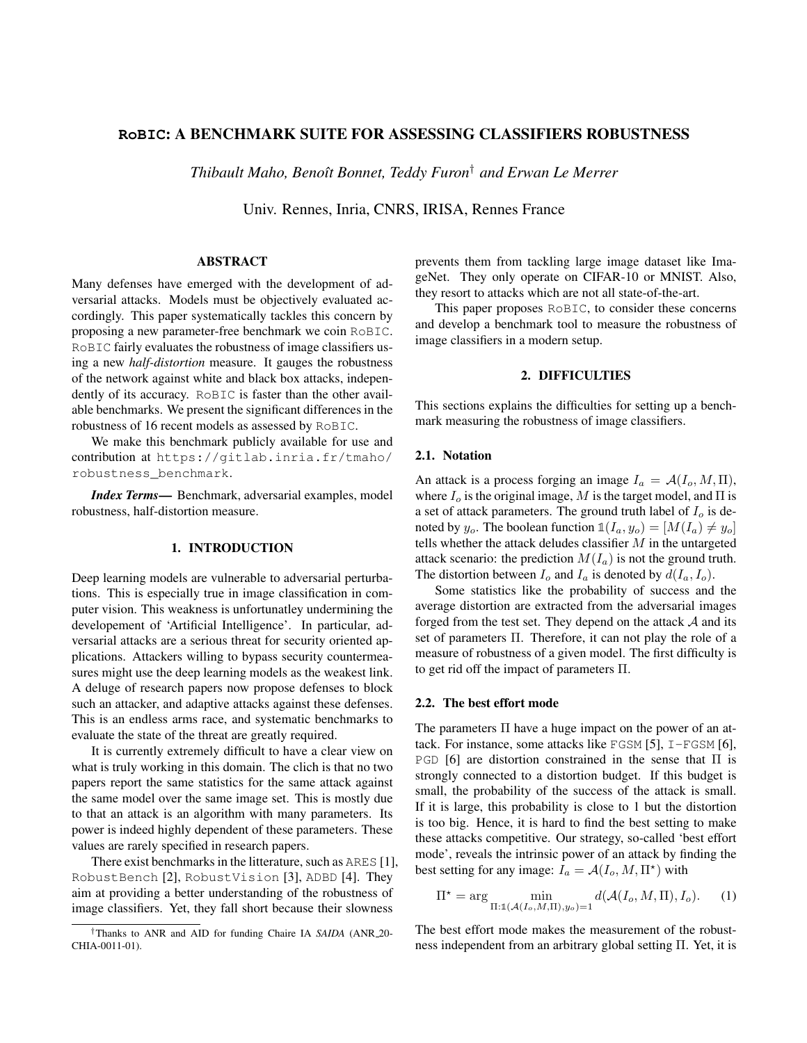# RoBIC: A BENCHMARK SUITE FOR ASSESSING CLASSIFIERS ROBUSTNESS

*Thibault Maho, Benoît Bonnet, Teddy Furon*[†] *and Erwan Le Merrer*

Univ. Rennes, Inria, CNRS, IRISA, Rennes France

## ABSTRACT

Many defenses have emerged with the development of adversarial attacks. Models must be objectively evaluated accordingly. This paper systematically tackles this concern by proposing a new parameter-free benchmark we coin RoBIC. RoBIC fairly evaluates the robustness of image classifiers using a new *half-distortion* measure. It gauges the robustness of the network against white and black box attacks, independently of its accuracy. RoBIC is faster than the other available benchmarks. We present the significant differences in the robustness of 16 recent models as assessed by RoBIC.

We make this benchmark publicly available for use and contribution at https://gitlab.inria.fr/tmaho/robustness_benchmark.

***Index Terms*—** Benchmark, adversarial examples, model robustness, half-distortion measure.

## 1. INTRODUCTION

Deep learning models are vulnerable to adversarial perturbations. This is especially true in image classification in computer vision. This weakness is unfortunatley undermining the developement of 'Artificial Intelligence'. In particular, adversarial attacks are a serious threat for security oriented applications. Attackers willing to bypass security countermeasures might use the deep learning models as the weakest link. A deluge of research papers now propose defenses to block such an attacker, and adaptive attacks against these defenses. This is an endless arms race, and systematic benchmarks to evaluate the state of the threat are greatly required.

It is currently extremely difficult to have a clear view on what is truly working in this domain. The clich is that no two papers report the same statistics for the same attack against the same model over the same image set. This is mostly due to that an attack is an algorithm with many parameters. Its power is indeed highly dependent of these parameters. These values are rarely specified in research papers.

There exist benchmarks in the litterature, such as ARES [1], RobustBench [2], RobustVision [3], ADBD [4]. They aim at providing a better understanding of the robustness of image classifiers. Yet, they fall short because their slowness prevents them from tackling large image dataset like ImageNet. They only operate on CIFAR-10 or MNIST. Also, they resort to attacks which are not all state-of-the-art.

This paper proposes RoBIC, to consider these concerns and develop a benchmark tool to measure the robustness of image classifiers in a modern setup.

## 2. DIFFICULTIES

This sections explains the difficulties for setting up a benchmark measuring the robustness of image classifiers.

### 2.1. Notation

An attack is a process forging an image $I_a = \mathcal{A}(I_o, M, \Pi)$, where $I_o$ is the original image, $M$ is the target model, and $\Pi$ is a set of attack parameters. The ground truth label of $I_o$ is denoted by $y_o$. The boolean function $\mathbb{1}(I_a, y_o) = [M(I_a) \neq y_o]$ tells whether the attack deludes classifier $M$ in the untargeted attack scenario: the prediction $M(I_a)$ is not the ground truth. The distortion between $I_o$ and $I_a$ is denoted by $d(I_a, I_o)$.

Some statistics like the probability of success and the average distortion are extracted from the adversarial images forged from the test set. They depend on the attack $\mathcal{A}$ and its set of parameters $\Pi$. Therefore, it can not play the role of a measure of robustness of a given model. The first difficulty is to get rid off the impact of parameters $\Pi$.

### 2.2. The best effort mode

The parameters $\Pi$ have a huge impact on the power of an attack. For instance, some attacks like FGSM [5], I-FGSM [6], PGD [6] are distortion constrained in the sense that $\Pi$ is strongly connected to a distortion budget. If this budget is small, the probability of the success of the attack is small. If it is large, this probability is close to 1 but the distortion is too big. Hence, it is hard to find the best setting to make these attacks competitive. Our strategy, so-called 'best effort mode', reveals the intrinsic power of an attack by finding the best setting for any image: $I_a = \mathcal{A}(I_o, M, \Pi^\star)$ with

$$\Pi^\star = \arg \min_{\Pi : \mathbb{1}(\mathcal{A}(I_o, M, \Pi), y_o) = 1} d(\mathcal{A}(I_o, M, \Pi), I_o). \quad (1)$$

The best effort mode makes the measurement of the robustness independent from an arbitrary global setting $\Pi$. Yet, it is

[†]Thanks to ANR and AID for funding Chaire IA *SAIDA* (ANR_20-CHIA-0011-01).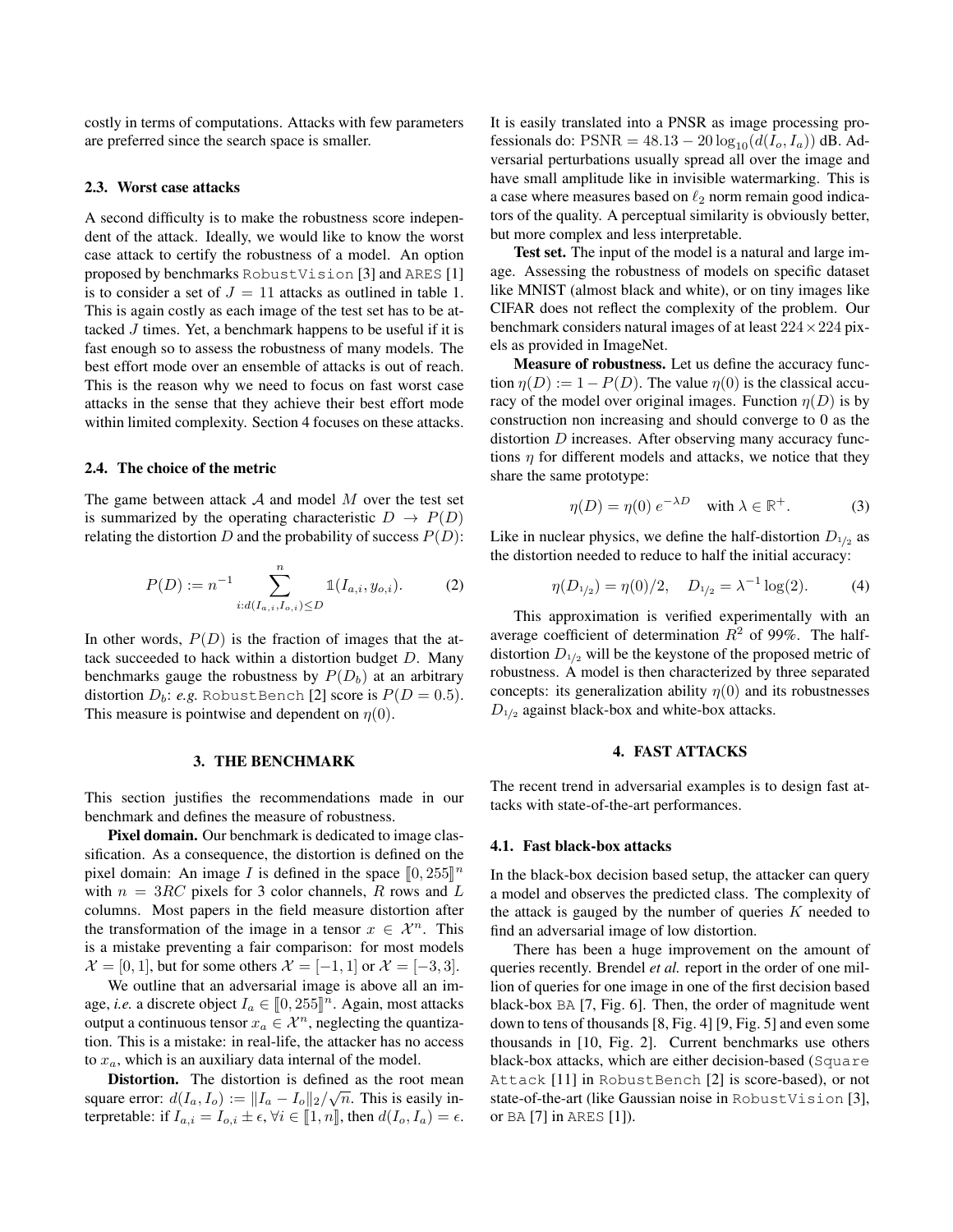costly in terms of computations. Attacks with few parameters are preferred since the search space is smaller.

### 2.3. Worst case attacks

A second difficulty is to make the robustness score independent of the attack. Ideally, we would like to know the worst case attack to certify the robustness of a model. An option proposed by benchmarks RobustVision [3] and ARES [1] is to consider a set of $J = 11$ attacks as outlined in table 1. This is again costly as each image of the test set has to be attacked $J$ times. Yet, a benchmark happens to be useful if it is fast enough so to assess the robustness of many models. The best effort mode over an ensemble of attacks is out of reach. This is the reason why we need to focus on fast worst case attacks in the sense that they achieve their best effort mode within limited complexity. Section 4 focuses on these attacks.

### 2.4. The choice of the metric

The game between attack $\mathcal{A}$ and model $M$ over the test set is summarized by the operating characteristic $D \rightarrow P(D)$ relating the distortion $D$ and the probability of success $P(D)$:

$$P(D) := n^{-1} \sum_{i:d(I_{a,i}, I_{o,i}) \leq D}^{n} \mathbb{1}(I_{a,i}, y_{o,i}). \tag{2}$$

In other words, $P(D)$ is the fraction of images that the attack succeeded to hack within a distortion budget $D$. Many benchmarks gauge the robustness by $P(D_b)$ at an arbitrary distortion $D_b$: *e.g.* RobustBench [2] score is $P(D = 0.5)$. This measure is pointwise and dependent on $\eta(0)$.

## 3. THE BENCHMARK

This section justifies the recommendations made in our benchmark and defines the measure of robustness.

**Pixel domain.** Our benchmark is dedicated to image classification. As a consequence, the distortion is defined on the pixel domain: An image $I$ is defined in the space $[\![0, 255]\!]^n$ with $n = 3RC$ pixels for 3 color channels, $R$ rows and $L$ columns. Most papers in the field measure distortion after the transformation of the image in a tensor $x \in \mathcal{X}^n$. This is a mistake preventing a fair comparison: for most models $\mathcal{X} = [0, 1]$, but for some others $\mathcal{X} = [-1, 1]$ or $\mathcal{X} = [-3, 3]$.

We outline that an adversarial image is above all an image, *i.e.* a discrete object $I_a \in [\![0, 255]\!]^n$. Again, most attacks output a continuous tensor $x_a \in \mathcal{X}^n$, neglecting the quantization. This is a mistake: in real-life, the attacker has no access to $x_a$, which is an auxiliary data internal of the model.

**Distortion.** The distortion is defined as the root mean square error: $d(I_a, I_o) := \|I_a - I_o\|_2/\sqrt{n}$. This is easily interpretable: if $I_{a,i} = I_{o,i} \pm \epsilon, \forall i \in [\![1, n]\!]$, then $d(I_o, I_a) = \epsilon$. It is easily translated into a PNSR as image processing professionals do: $\text{PSNR} = 48.13 - 20\log_{10}(d(I_o, I_a))$ dB. Adversarial perturbations usually spread all over the image and have small amplitude like in invisible watermarking. This is a case where measures based on $\ell_2$ norm remain good indicators of the quality. A perceptual similarity is obviously better, but more complex and less interpretable.

**Test set.** The input of the model is a natural and large image. Assessing the robustness of models on specific dataset like MNIST (almost black and white), or on tiny images like CIFAR does not reflect the complexity of the problem. Our benchmark considers natural images of at least $224 \times 224$ pixels as provided in ImageNet.

**Measure of robustness.** Let us define the accuracy function $\eta(D) := 1 - P(D)$. The value $\eta(0)$ is the classical accuracy of the model over original images. Function $\eta(D)$ is by construction non increasing and should converge to 0 as the distortion $D$ increases. After observing many accuracy functions $\eta$ for different models and attacks, we notice that they share the same prototype:

$$\eta(D) = \eta(0)\, e^{-\lambda D} \quad \text{with } \lambda \in \mathbb{R}^+. \tag{3}$$

Like in nuclear physics, we define the half-distortion $D_{1/2}$ as the distortion needed to reduce to half the initial accuracy:

$$\eta(D_{1/2}) = \eta(0)/2, \quad D_{1/2} = \lambda^{-1}\log(2). \tag{4}$$

This approximation is verified experimentally with an average coefficient of determination $R^2$ of 99%. The half-distortion $D_{1/2}$ will be the keystone of the proposed metric of robustness. A model is then characterized by three separated concepts: its generalization ability $\eta(0)$ and its robustnesses $D_{1/2}$ against black-box and white-box attacks.

## 4. FAST ATTACKS

The recent trend in adversarial examples is to design fast attacks with state-of-the-art performances.

### 4.1. Fast black-box attacks

In the black-box decision based setup, the attacker can query a model and observes the predicted class. The complexity of the attack is gauged by the number of queries $K$ needed to find an adversarial image of low distortion.

There has been a huge improvement on the amount of queries recently. Brendel *et al.* report in the order of one million of queries for one image in one of the first decision based black-box BA [7, Fig. 6]. Then, the order of magnitude went down to tens of thousands [8, Fig. 4] [9, Fig. 5] and even some thousands in [10, Fig. 2]. Current benchmarks use others black-box attacks, which are either decision-based (Square Attack [11] in RobustBench [2] is score-based), or not state-of-the-art (like Gaussian noise in RobustVision [3], or BA [7] in ARES [1]).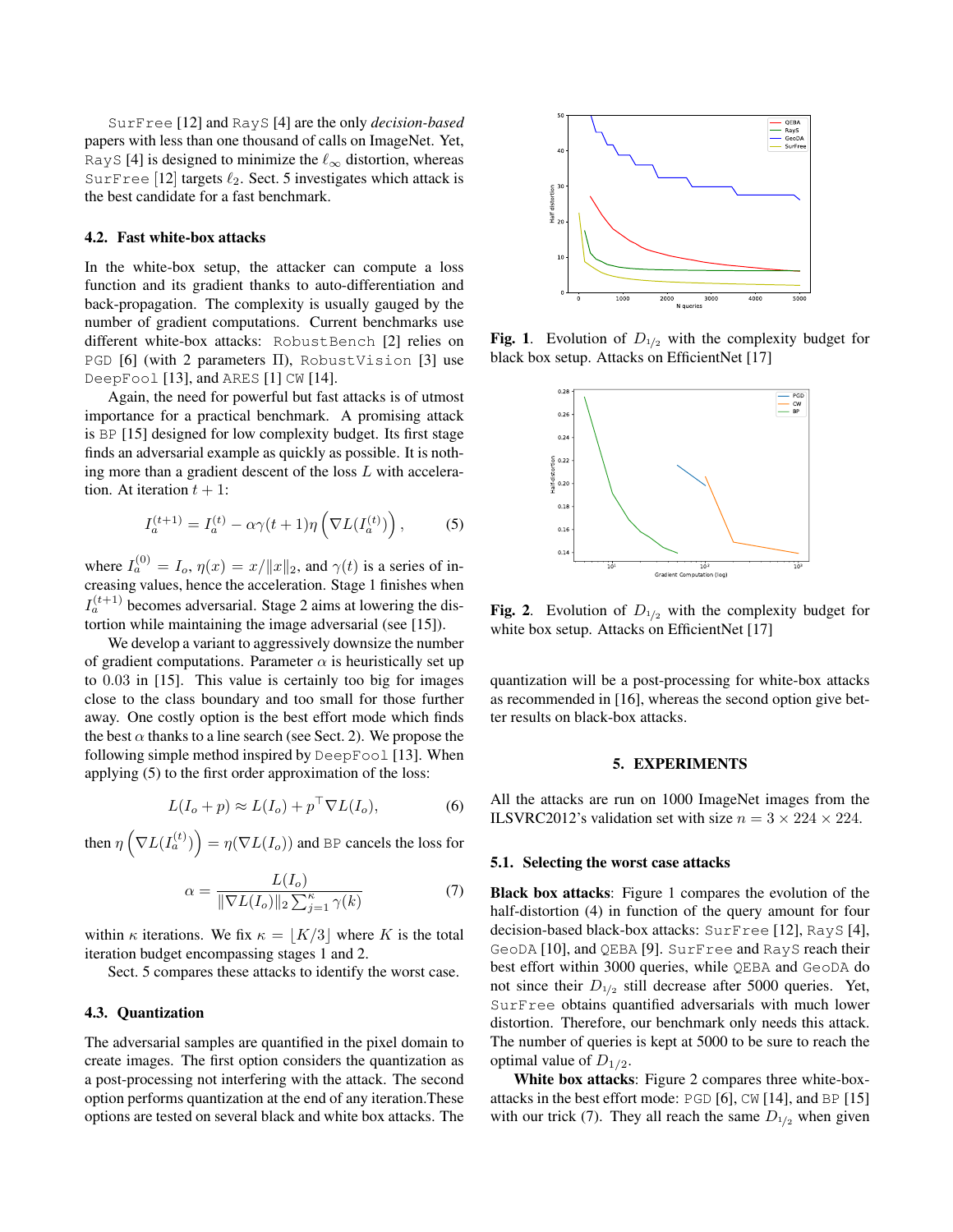SurFree [12] and RayS [4] are the only *decision-based* papers with less than one thousand of calls on ImageNet. Yet, RayS [4] is designed to minimize the $\ell_\infty$ distortion, whereas SurFree [12] targets $\ell_2$. Sect. 5 investigates which attack is the best candidate for a fast benchmark.

### 4.2. Fast white-box attacks

In the white-box setup, the attacker can compute a loss function and its gradient thanks to auto-differentiation and back-propagation. The complexity is usually gauged by the number of gradient computations. Current benchmarks use different white-box attacks: RobustBench [2] relies on PGD [6] (with 2 parameters Π), RobustVision [3] use DeepFool [13], and ARES [1] CW [14].

Again, the need for powerful but fast attacks is of utmost importance for a practical benchmark. A promising attack is BP [15] designed for low complexity budget. Its first stage finds an adversarial example as quickly as possible. It is nothing more than a gradient descent of the loss $L$ with acceleration. At iteration $t+1$:

$$I_a^{(t+1)} = I_a^{(t)} - \alpha\gamma(t+1)\eta\left(\nabla L(I_a^{(t)})\right), \tag{5}$$

where $I_a^{(0)} = I_o$, $\eta(x) = x/\|x\|_2$, and $\gamma(t)$ is a series of increasing values, hence the acceleration. Stage 1 finishes when $I_a^{(t+1)}$ becomes adversarial. Stage 2 aims at lowering the distortion while maintaining the image adversarial (see [15]).

We develop a variant to aggressively downsize the number of gradient computations. Parameter $\alpha$ is heuristically set up to 0.03 in [15]. This value is certainly too big for images close to the class boundary and too small for those further away. One costly option is the best effort mode which finds the best $\alpha$ thanks to a line search (see Sect. 2). We propose the following simple method inspired by DeepFool [13]. When applying (5) to the first order approximation of the loss:

$$L(I_o + p) \approx L(I_o) + p^\top \nabla L(I_o), \tag{6}$$

then $\eta\left(\nabla L(I_a^{(t)})\right) = \eta(\nabla L(I_o))$ and BP cancels the loss for

$$\alpha = \frac{L(I_o)}{\|\nabla L(I_o)\|_2 \sum_{j=1}^{\kappa}\gamma(k)} \tag{7}$$

within $\kappa$ iterations. We fix $\kappa = \lfloor K/3 \rfloor$ where $K$ is the total iteration budget encompassing stages 1 and 2.

Sect. 5 compares these attacks to identify the worst case.

### 4.3. Quantization

The adversarial samples are quantified in the pixel domain to create images. The first option considers the quantization as a post-processing not interfering with the attack. The second option performs quantization at the end of any iteration.These options are tested on several black and white box attacks. The quantization will be a post-processing for white-box attacks as recommended in [16], whereas the second option give better results on black-box attacks.

**Fig. 1**. Evolution of $D_{1/2}$ with the complexity budget for black box setup. Attacks on EfficientNet [17]

**Fig. 2**. Evolution of $D_{1/2}$ with the complexity budget for white box setup. Attacks on EfficientNet [17]

## 5. EXPERIMENTS

All the attacks are run on 1000 ImageNet images from the ILSVRC2012's validation set with size $n = 3 \times 224 \times 224$.

### 5.1. Selecting the worst case attacks

**Black box attacks**: Figure 1 compares the evolution of the half-distortion (4) in function of the query amount for four decision-based black-box attacks: SurFree [12], RayS [4], GeoDA [10], and QEBA [9]. SurFree and RayS reach their best effort within 3000 queries, while QEBA and GeoDA do not since their $D_{1/2}$ still decrease after 5000 queries. Yet, SurFree obtains quantified adversarials with much lower distortion. Therefore, our benchmark only needs this attack. The number of queries is kept at 5000 to be sure to reach the optimal value of $D_{1/2}$.

**White box attacks**: Figure 2 compares three white-box-attacks in the best effort mode: PGD [6], CW [14], and BP [15] with our trick (7). They all reach the same $D_{1/2}$ when given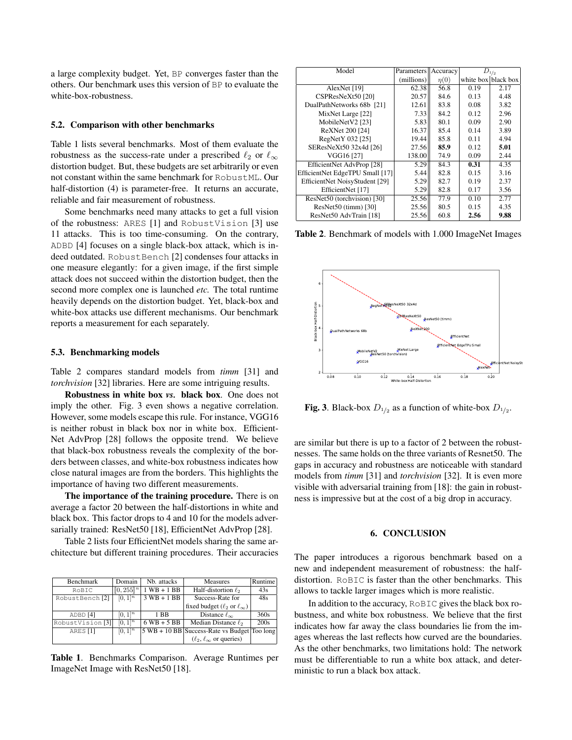a large complexity budget. Yet, BP converges faster than the others. Our benchmark uses this version of BP to evaluate the white-box-robustness.

### 5.2. Comparison with other benchmarks

Table 1 lists several benchmarks. Most of them evaluate the robustness as the success-rate under a prescribed $\ell_2$ or $\ell_\infty$ distortion budget. But, these budgets are set arbitrarily or even not constant within the same benchmark for RobustML. Our half-distortion (4) is parameter-free. It returns an accurate, reliable and fair measurement of robustness.

Some benchmarks need many attacks to get a full vision of the robustness: ARES [1] and RobustVision [3] use 11 attacks. This is too time-consuming. On the contrary, ADBD [4] focuses on a single black-box attack, which is indeed outdated. RobustBench [2] condenses four attacks in one measure elegantly: for a given image, if the first simple attack does not succeed within the distortion budget, then the second more complex one is launched *etc.* The total runtime heavily depends on the distortion budget. Yet, black-box and white-box attacks use different mechanisms. Our benchmark reports a measurement for each separately.

### 5.3. Benchmarking models

Table 2 compares standard models from *timm* [31] and *torchvision* [32] libraries. Here are some intriguing results.

**Robustness in white box *vs.* black box**. One does not imply the other. Fig. 3 even shows a negative correlation. However, some models escape this rule. For instance, VGG16 is neither robust in black box nor in white box. EfficientNet AdvProp [28] follows the opposite trend. We believe that black-box robustness reveals the complexity of the borders between classes, and white-box robustness indicates how close natural images are from the borders. This highlights the importance of having two different measurements.

**The importance of the training procedure.** There is on average a factor 20 between the half-distortions in white and black box. This factor drops to 4 and 10 for the models adversarially trained: ResNet50 [18], EfficientNet AdvProp [28].

Table 2 lists four EfficientNet models sharing the same architecture but different training procedures. Their accuracies are similar but there is up to a factor of 2 between the robustnesses. The same holds on the three variants of Resnet50. The gaps in accuracy and robustness are noticeable with standard models from *timm* [31] and *torchvision* [32]. It is even more visible with adversarial training from [18]: the gain in robustness is impressive but at the cost of a big drop in accuracy.

| Benchmark | Domain | Nb. attacks | Measures | Runtime |
|---|---|---|---|---|
| RoBIC | $[\![0, 255]\!]^n$ | 1 WB + 1 BB | Half-distortion $\ell_2$ | 43s |
| RobustBench [2] | $[0, 1]^n$ | 3 WB + 1 BB | Success-Rate for fixed budget ($\ell_2$ or $\ell_\infty$) | 48s |
| ADBD [4] | $[0, 1]^n$ | 1 BB | Distance $\ell_\infty$ | 360s |
| RobustVision [3] | $[0, 1]^n$ | 6 WB + 5 BB | Median Distance $\ell_2$ | 200s |
| ARES [1] | $[0, 1]^n$ | 5 WB + 10 BB | Success-Rate vs Budget ($\ell_2$, $\ell_\infty$ or queries) | Too long |

**Table 1**. Benchmarks Comparison. Average Runtimes per ImageNet Image with ResNet50 [18].

| Model | Parameters (millions) | Accuracy $\eta(0)$ | $D_{1/2}$ white box | $D_{1/2}$ black box |
|---|---|---|---|---|
| AlexNet [19] | 62.38 | 56.8 | 0.19 | 2.17 |
| CSPResNeXt50 [20] | 20.57 | 84.6 | 0.13 | 4.48 |
| DualPathNetworks 68b [21] | 12.61 | 83.8 | 0.08 | 3.82 |
| MixNet Large [22] | 7.33 | 84.2 | 0.12 | 2.96 |
| MobileNetV2 [23] | 5.83 | 80.1 | 0.09 | 2.90 |
| ReXNet 200 [24] | 16.37 | 85.4 | 0.14 | 3.89 |
| RegNetY 032 [25] | 19.44 | 85.8 | 0.11 | 4.94 |
| SEResNeXt50 32x4d [26] | 27.56 | **85.9** | 0.12 | **5.01** |
| VGG16 [27] | 138.00 | 74.9 | 0.09 | 2.44 |
| EfficientNet AdvProp [28] | 5.29 | 84.3 | **0.31** | 4.35 |
| EfficientNet EdgeTPU Small [17] | 5.44 | 82.8 | 0.15 | 3.16 |
| EfficientNet NoisyStudent [29] | 5.29 | 82.7 | 0.19 | 2.37 |
| EfficientNet [17] | 5.29 | 82.8 | 0.17 | 3.56 |
| ResNet50 (torchvision) [30] | 25.56 | 77.9 | 0.10 | 2.77 |
| ResNet50 (timm) [30] | 25.56 | 80.5 | 0.15 | 4.35 |
| ResNet50 AdvTrain [18] | 25.56 | 60.8 | **2.56** | **9.88** |

**Table 2**. Benchmark of models with 1.000 ImageNet Images

**Fig. 3**. Black-box $D_{1/2}$ as a function of white-box $D_{1/2}$.

## 6. CONCLUSION

The paper introduces a rigorous benchmark based on a new and independent measurement of robustness: the half-distortion. RoBIC is faster than the other benchmarks. This allows to tackle larger images which is more realistic.

In addition to the accuracy, RoBIC gives the black box robustness, and white box robustness. We believe that the first indicates how far away the class boundaries lie from the images whereas the last reflects how curved are the boundaries. As the other benchmarks, two limitations hold: The network must be differentiable to run a white box attack, and deterministic to run a black box attack.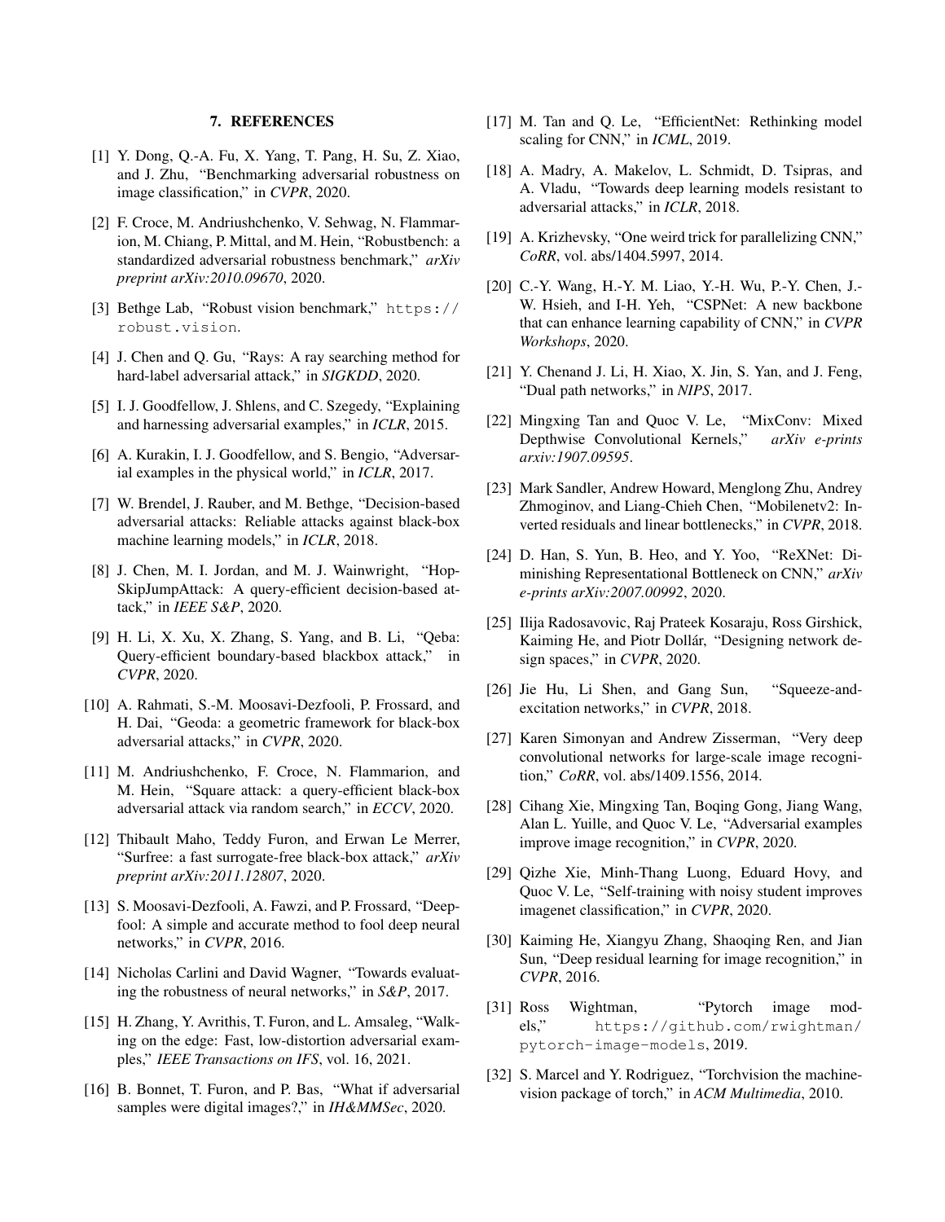## 7. REFERENCES

[1] Y. Dong, Q.-A. Fu, X. Yang, T. Pang, H. Su, Z. Xiao, and J. Zhu, "Benchmarking adversarial robustness on image classification," in *CVPR*, 2020.

[2] F. Croce, M. Andriushchenko, V. Sehwag, N. Flammarion, M. Chiang, P. Mittal, and M. Hein, "Robustbench: a standardized adversarial robustness benchmark," *arXiv preprint arXiv:2010.09670*, 2020.

[3] Bethge Lab, "Robust vision benchmark," `https://robust.vision`.

[4] J. Chen and Q. Gu, "Rays: A ray searching method for hard-label adversarial attack," in *SIGKDD*, 2020.

[5] I. J. Goodfellow, J. Shlens, and C. Szegedy, "Explaining and harnessing adversarial examples," in *ICLR*, 2015.

[6] A. Kurakin, I. J. Goodfellow, and S. Bengio, "Adversarial examples in the physical world," in *ICLR*, 2017.

[7] W. Brendel, J. Rauber, and M. Bethge, "Decision-based adversarial attacks: Reliable attacks against black-box machine learning models," in *ICLR*, 2018.

[8] J. Chen, M. I. Jordan, and M. J. Wainwright, "HopSkipJumpAttack: A query-efficient decision-based attack," in *IEEE S&P*, 2020.

[9] H. Li, X. Xu, X. Zhang, S. Yang, and B. Li, "Qeba: Query-efficient boundary-based blackbox attack," in *CVPR*, 2020.

[10] A. Rahmati, S.-M. Moosavi-Dezfooli, P. Frossard, and H. Dai, "Geoda: a geometric framework for black-box adversarial attacks," in *CVPR*, 2020.

[11] M. Andriushchenko, F. Croce, N. Flammarion, and M. Hein, "Square attack: a query-efficient black-box adversarial attack via random search," in *ECCV*, 2020.

[12] Thibault Maho, Teddy Furon, and Erwan Le Merrer, "Surfree: a fast surrogate-free black-box attack," *arXiv preprint arXiv:2011.12807*, 2020.

[13] S. Moosavi-Dezfooli, A. Fawzi, and P. Frossard, "Deepfool: A simple and accurate method to fool deep neural networks," in *CVPR*, 2016.

[14] Nicholas Carlini and David Wagner, "Towards evaluating the robustness of neural networks," in *S&P*, 2017.

[15] H. Zhang, Y. Avrithis, T. Furon, and L. Amsaleg, "Walking on the edge: Fast, low-distortion adversarial examples," *IEEE Transactions on IFS*, vol. 16, 2021.

[16] B. Bonnet, T. Furon, and P. Bas, "What if adversarial samples were digital images?," in *IH&MMSec*, 2020.

[17] M. Tan and Q. Le, "EfficientNet: Rethinking model scaling for CNN," in *ICML*, 2019.

[18] A. Madry, A. Makelov, L. Schmidt, D. Tsipras, and A. Vladu, "Towards deep learning models resistant to adversarial attacks," in *ICLR*, 2018.

[19] A. Krizhevsky, "One weird trick for parallelizing CNN," *CoRR*, vol. abs/1404.5997, 2014.

[20] C.-Y. Wang, H.-Y. M. Liao, Y.-H. Wu, P.-Y. Chen, J.-W. Hsieh, and I-H. Yeh, "CSPNet: A new backbone that can enhance learning capability of CNN," in *CVPR Workshops*, 2020.

[21] Y. Chenand J. Li, H. Xiao, X. Jin, S. Yan, and J. Feng, "Dual path networks," in *NIPS*, 2017.

[22] Mingxing Tan and Quoc V. Le, "MixConv: Mixed Depthwise Convolutional Kernels," *arXiv e-prints arxiv:1907.09595*.

[23] Mark Sandler, Andrew Howard, Menglong Zhu, Andrey Zhmoginov, and Liang-Chieh Chen, "Mobilenetv2: Inverted residuals and linear bottlenecks," in *CVPR*, 2018.

[24] D. Han, S. Yun, B. Heo, and Y. Yoo, "ReXNet: Diminishing Representational Bottleneck on CNN," *arXiv e-prints arXiv:2007.00992*, 2020.

[25] Ilija Radosavovic, Raj Prateek Kosaraju, Ross Girshick, Kaiming He, and Piotr Dollár, "Designing network design spaces," in *CVPR*, 2020.

[26] Jie Hu, Li Shen, and Gang Sun, "Squeeze-and-excitation networks," in *CVPR*, 2018.

[27] Karen Simonyan and Andrew Zisserman, "Very deep convolutional networks for large-scale image recognition," *CoRR*, vol. abs/1409.1556, 2014.

[28] Cihang Xie, Mingxing Tan, Boqing Gong, Jiang Wang, Alan L. Yuille, and Quoc V. Le, "Adversarial examples improve image recognition," in *CVPR*, 2020.

[29] Qizhe Xie, Minh-Thang Luong, Eduard Hovy, and Quoc V. Le, "Self-training with noisy student improves imagenet classification," in *CVPR*, 2020.

[30] Kaiming He, Xiangyu Zhang, Shaoqing Ren, and Jian Sun, "Deep residual learning for image recognition," in *CVPR*, 2016.

[31] Ross Wightman, "Pytorch image models," `https://github.com/rwightman/pytorch-image-models`, 2019.

[32] S. Marcel and Y. Rodriguez, "Torchvision the machine-vision package of torch," in *ACM Multimedia*, 2010.